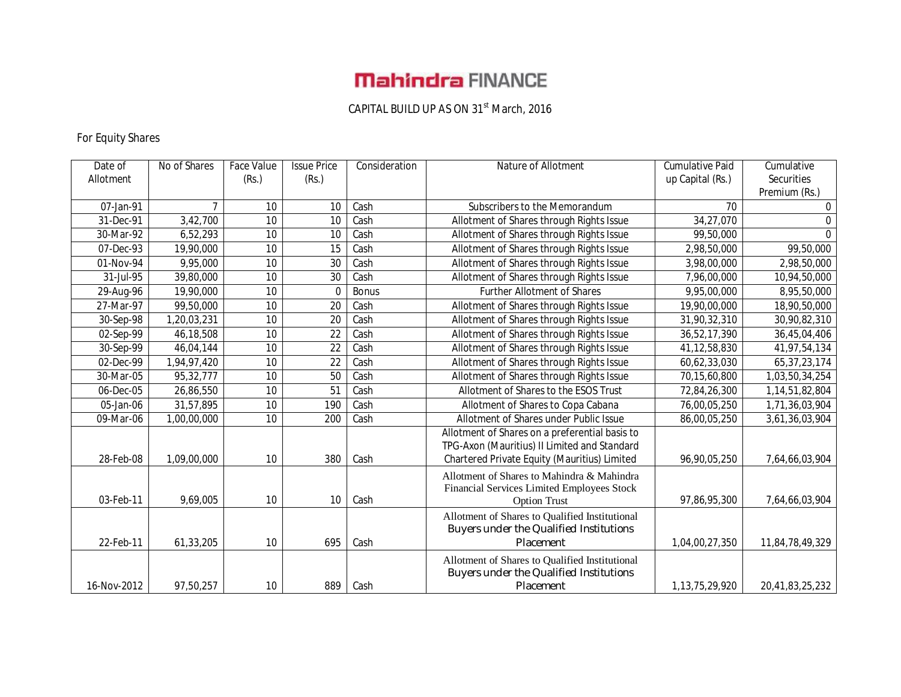# Mahindra FINANCE

CAPITAL BUILD UP AS ON 31[st] March, 2016

For Equity Shares

| Date of Allotment | No of Shares | Face Value (Rs.) | Issue Price (Rs.) | Consideration | Nature of Allotment | Cumulative Paid up Capital (Rs.) | Cumulative Securities Premium (Rs.) |
|---|---|---|---|---|---|---|---|
| 07-Jan-91 | 7 | 10 | 10 | Cash | Subscribers to the Memorandum | 70 | 0 |
| 31-Dec-91 | 3,42,700 | 10 | 10 | Cash | Allotment of Shares through Rights Issue | 34,27,070 | 0 |
| 30-Mar-92 | 6,52,293 | 10 | 10 | Cash | Allotment of Shares through Rights Issue | 99,50,000 | 0 |
| 07-Dec-93 | 19,90,000 | 10 | 15 | Cash | Allotment of Shares through Rights Issue | 2,98,50,000 | 99,50,000 |
| 01-Nov-94 | 9,95,000 | 10 | 30 | Cash | Allotment of Shares through Rights Issue | 3,98,00,000 | 2,98,50,000 |
| 31-Jul-95 | 39,80,000 | 10 | 30 | Cash | Allotment of Shares through Rights Issue | 7,96,00,000 | 10,94,50,000 |
| 29-Aug-96 | 19,90,000 | 10 | 0 | Bonus | Further Allotment of Shares | 9,95,00,000 | 8,95,50,000 |
| 27-Mar-97 | 99,50,000 | 10 | 20 | Cash | Allotment of Shares through Rights Issue | 19,90,00,000 | 18,90,50,000 |
| 30-Sep-98 | 1,20,03,231 | 10 | 20 | Cash | Allotment of Shares through Rights Issue | 31,90,32,310 | 30,90,82,310 |
| 02-Sep-99 | 46,18,508 | 10 | 22 | Cash | Allotment of Shares through Rights Issue | 36,52,17,390 | 36,45,04,406 |
| 30-Sep-99 | 46,04,144 | 10 | 22 | Cash | Allotment of Shares through Rights Issue | 41,12,58,830 | 41,97,54,134 |
| 02-Dec-99 | 1,94,97,420 | 10 | 22 | Cash | Allotment of Shares through Rights Issue | 60,62,33,030 | 65,37,23,174 |
| 30-Mar-05 | 95,32,777 | 10 | 50 | Cash | Allotment of Shares through Rights Issue | 70,15,60,800 | 1,03,50,34,254 |
| 06-Dec-05 | 26,86,550 | 10 | 51 | Cash | Allotment of Shares to the ESOS Trust | 72,84,26,300 | 1,14,51,82,804 |
| 05-Jan-06 | 31,57,895 | 10 | 190 | Cash | Allotment of Shares to Copa Cabana | 76,00,05,250 | 1,71,36,03,904 |
| 09-Mar-06 | 1,00,00,000 | 10 | 200 | Cash | Allotment of Shares under Public Issue | 86,00,05,250 | 3,61,36,03,904 |
| 28-Feb-08 | 1,09,00,000 | 10 | 380 | Cash | Allotment of Shares on a preferential basis to TPG-Axon (Mauritius) II Limited and Standard Chartered Private Equity (Mauritius) Limited | 96,90,05,250 | 7,64,66,03,904 |
| 03-Feb-11 | 9,69,005 | 10 | 10 | Cash | Allotment of Shares to Mahindra & Mahindra Financial Services Limited Employees Stock Option Trust | 97,86,95,300 | 7,64,66,03,904 |
| 22-Feb-11 | 61,33,205 | 10 | 695 | Cash | Allotment of Shares to Qualified Institutional Buyers under the Qualified Institutions Placement | 1,04,00,27,350 | 11,84,78,49,329 |
| 16-Nov-2012 | 97,50,257 | 10 | 889 | Cash | Allotment of Shares to Qualified Institutional Buyers under the Qualified Institutions Placement | 1,13,75,29,920 | 20,41,83,25,232 |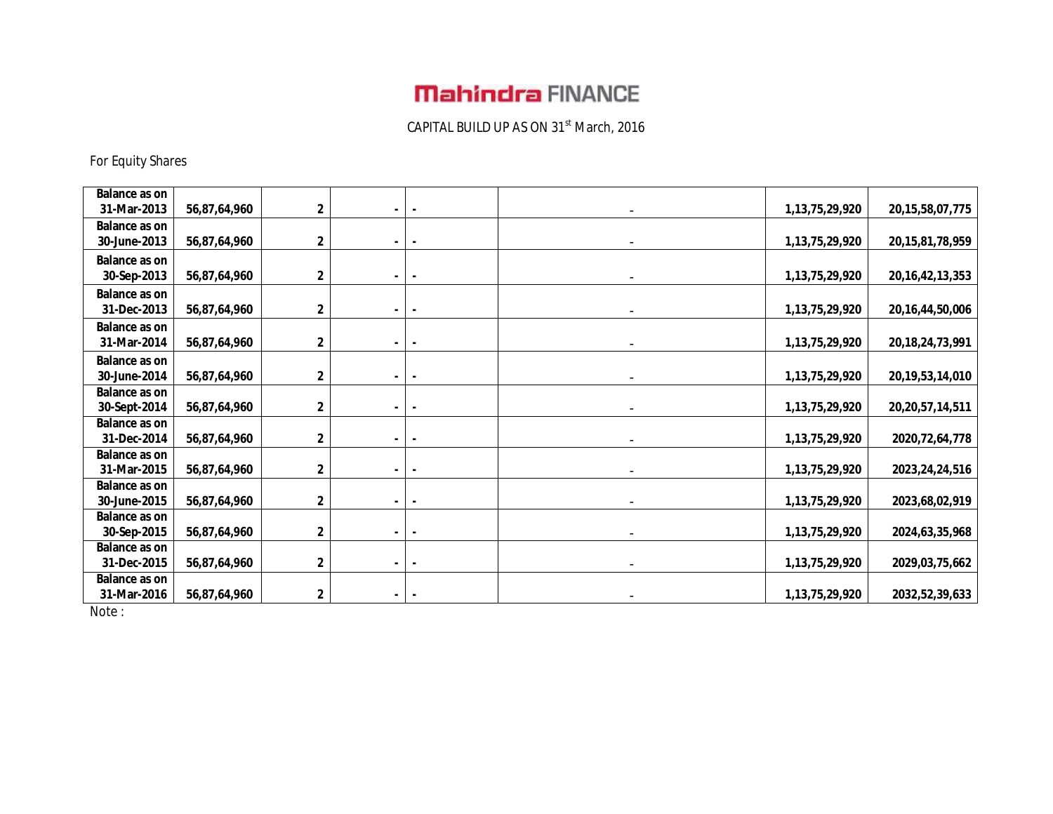# Mahindra FINANCE

CAPITAL BUILD UP AS ON 31st March, 2016

For Equity Shares

| | | | | | | | |
|---|---|---|---|---|---|---|---|
| **Balance as on 31-Mar-2013** | **56,87,64,960** | **2** | **-** | **-** | - | **1,13,75,29,920** | **20,15,58,07,775** |
| **Balance as on 30-June-2013** | **56,87,64,960** | **2** | **-** | **-** | - | **1,13,75,29,920** | **20,15,81,78,959** |
| **Balance as on 30-Sep-2013** | **56,87,64,960** | **2** | **-** | **-** | - | **1,13,75,29,920** | **20,16,42,13,353** |
| **Balance as on 31-Dec-2013** | **56,87,64,960** | **2** | **-** | **-** | - | **1,13,75,29,920** | **20,16,44,50,006** |
| **Balance as on 31-Mar-2014** | **56,87,64,960** | **2** | **-** | **-** | - | **1,13,75,29,920** | **20,18,24,73,991** |
| **Balance as on 30-June-2014** | **56,87,64,960** | **2** | **-** | **-** | - | **1,13,75,29,920** | **20,19,53,14,010** |
| **Balance as on 30-Sept-2014** | **56,87,64,960** | **2** | **-** | **-** | - | **1,13,75,29,920** | **20,20,57,14,511** |
| **Balance as on 31-Dec-2014** | **56,87,64,960** | **2** | **-** | **-** | - | **1,13,75,29,920** | **2020,72,64,778** |
| **Balance as on 31-Mar-2015** | **56,87,64,960** | **2** | **-** | **-** | - | **1,13,75,29,920** | **2023,24,24,516** |
| **Balance as on 30-June-2015** | **56,87,64,960** | **2** | **-** | **-** | - | **1,13,75,29,920** | **2023,68,02,919** |
| **Balance as on 30-Sep-2015** | **56,87,64,960** | **2** | **-** | **-** | - | **1,13,75,29,920** | **2024,63,35,968** |
| **Balance as on 31-Dec-2015** | **56,87,64,960** | **2** | **-** | **-** | - | **1,13,75,29,920** | **2029,03,75,662** |
| **Balance as on 31-Mar-2016** | **56,87,64,960** | **2** | **-** | **-** | - | **1,13,75,29,920** | **2032,52,39,633** |

Note :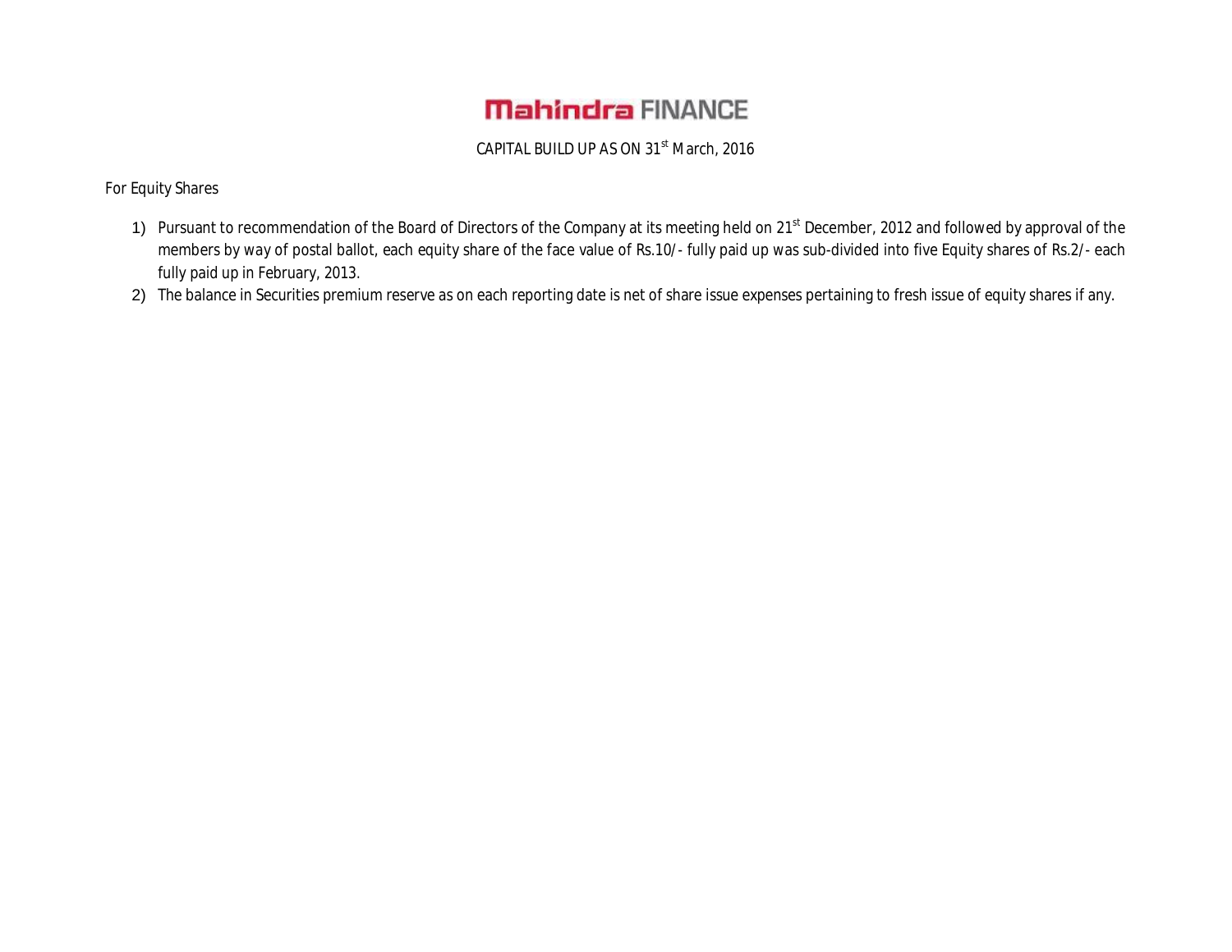# Mahindra FINANCE

CAPITAL BUILD UP AS ON 31st March, 2016

For Equity Shares

1) Pursuant to recommendation of the Board of Directors of the Company at its meeting held on 21st December, 2012 and followed by approval of the members by way of postal ballot, each equity share of the face value of Rs.10/- fully paid up was sub-divided into five Equity shares of Rs.2/- each fully paid up in February, 2013.
2) The balance in Securities premium reserve as on each reporting date is net of share issue expenses pertaining to fresh issue of equity shares if any.